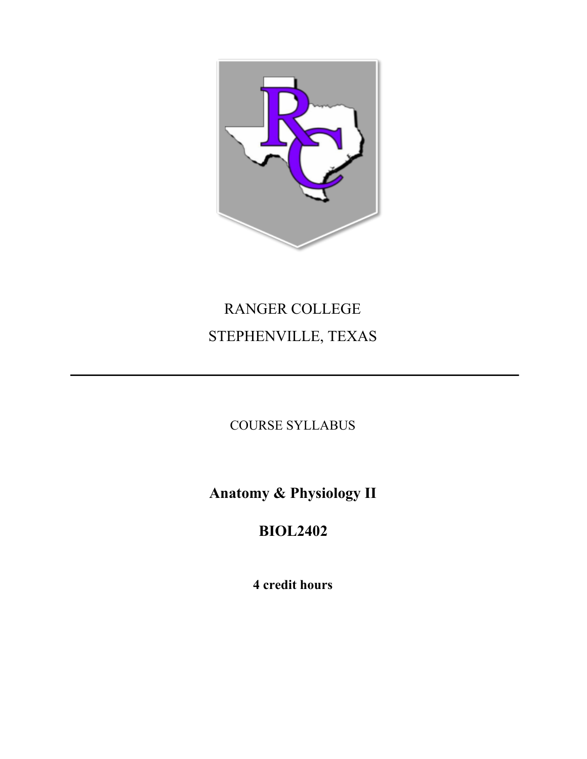RANGER COLLEGE

STEPHENVILLE, TEXAS

---

COURSE SYLLABUS

# Anatomy & Physiology II

# BIOL2402

**4 credit hours**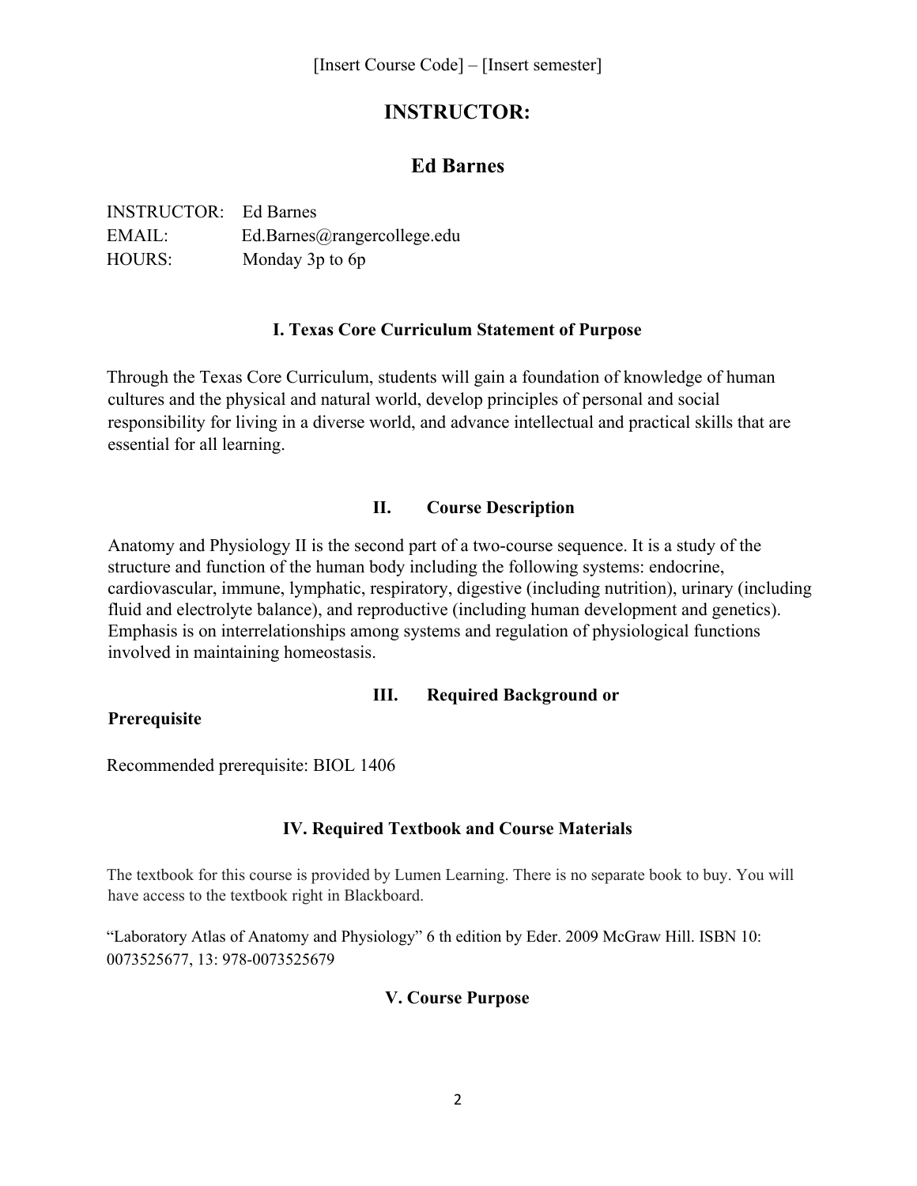[Insert Course Code] – [Insert semester]

# INSTRUCTOR:

# Ed Barnes

INSTRUCTOR: Ed Barnes
EMAIL: Ed.Barnes@rangercollege.edu
HOURS: Monday 3p to 6p

## I. Texas Core Curriculum Statement of Purpose

Through the Texas Core Curriculum, students will gain a foundation of knowledge of human cultures and the physical and natural world, develop principles of personal and social responsibility for living in a diverse world, and advance intellectual and practical skills that are essential for all learning.

## II. Course Description

Anatomy and Physiology II is the second part of a two-course sequence. It is a study of the structure and function of the human body including the following systems: endocrine, cardiovascular, immune, lymphatic, respiratory, digestive (including nutrition), urinary (including fluid and electrolyte balance), and reproductive (including human development and genetics). Emphasis is on interrelationships among systems and regulation of physiological functions involved in maintaining homeostasis.

## III. Required Background or Prerequisite

Recommended prerequisite: BIOL 1406

## IV. Required Textbook and Course Materials

The textbook for this course is provided by Lumen Learning. There is no separate book to buy. You will have access to the textbook right in Blackboard.

"Laboratory Atlas of Anatomy and Physiology" 6 th edition by Eder. 2009 McGraw Hill. ISBN 10: 0073525677, 13: 978-0073525679

## V. Course Purpose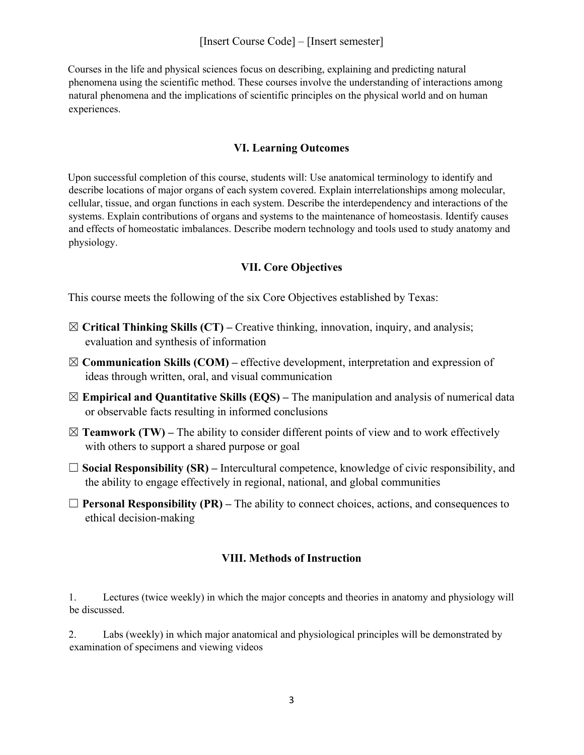Courses in the life and physical sciences focus on describing, explaining and predicting natural phenomena using the scientific method. These courses involve the understanding of interactions among natural phenomena and the implications of scientific principles on the physical world and on human experiences.

## VI. Learning Outcomes

Upon successful completion of this course, students will: Use anatomical terminology to identify and describe locations of major organs of each system covered. Explain interrelationships among molecular, cellular, tissue, and organ functions in each system. Describe the interdependency and interactions of the systems. Explain contributions of organs and systems to the maintenance of homeostasis. Identify causes and effects of homeostatic imbalances. Describe modern technology and tools used to study anatomy and physiology.

## VII. Core Objectives

This course meets the following of the six Core Objectives established by Texas:

☒ **Critical Thinking Skills (CT) –** Creative thinking, innovation, inquiry, and analysis; evaluation and synthesis of information

☒ **Communication Skills (COM) –** effective development, interpretation and expression of ideas through written, oral, and visual communication

☒ **Empirical and Quantitative Skills (EQS) –** The manipulation and analysis of numerical data or observable facts resulting in informed conclusions

☒ **Teamwork (TW) –** The ability to consider different points of view and to work effectively with others to support a shared purpose or goal

☐ **Social Responsibility (SR) –** Intercultural competence, knowledge of civic responsibility, and the ability to engage effectively in regional, national, and global communities

☐ **Personal Responsibility (PR) –** The ability to connect choices, actions, and consequences to ethical decision-making

## VIII. Methods of Instruction

1. Lectures (twice weekly) in which the major concepts and theories in anatomy and physiology will be discussed.

2. Labs (weekly) in which major anatomical and physiological principles will be demonstrated by examination of specimens and viewing videos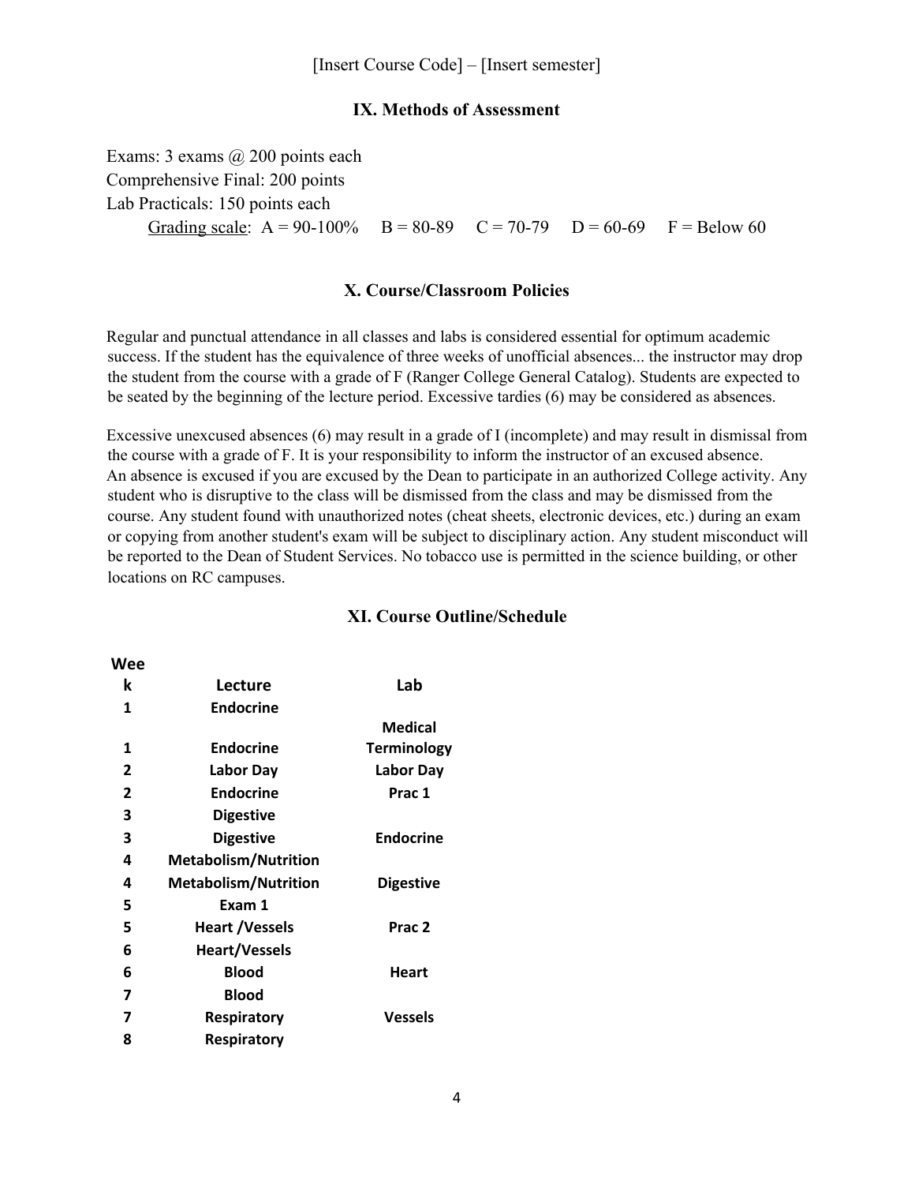## IX. Methods of Assessment

Exams: 3 exams @ 200 points each
Comprehensive Final: 200 points
Lab Practicals: 150 points each

Grading scale: A = 90-100% B = 80-89 C = 70-79 D = 60-69 F = Below 60

## X. Course/Classroom Policies

Regular and punctual attendance in all classes and labs is considered essential for optimum academic success. If the student has the equivalence of three weeks of unofficial absences... the instructor may drop the student from the course with a grade of F (Ranger College General Catalog). Students are expected to be seated by the beginning of the lecture period. Excessive tardies (6) may be considered as absences.

Excessive unexcused absences (6) may result in a grade of I (incomplete) and may result in dismissal from the course with a grade of F. It is your responsibility to inform the instructor of an excused absence. An absence is excused if you are excused by the Dean to participate in an authorized College activity. Any student who is disruptive to the class will be dismissed from the class and may be dismissed from the course. Any student found with unauthorized notes (cheat sheets, electronic devices, etc.) during an exam or copying from another student's exam will be subject to disciplinary action. Any student misconduct will be reported to the Dean of Student Services. No tobacco use is permitted in the science building, or other locations on RC campuses.

## XI. Course Outline/Schedule

| Week | Lecture | Lab |
|---|---|---|
| 1 | Endocrine | |
| 1 | Endocrine | Medical Terminology |
| 2 | Labor Day | Labor Day |
| 2 | Endocrine | Prac 1 |
| 3 | Digestive | |
| 3 | Digestive | Endocrine |
| 4 | Metabolism/Nutrition | |
| 4 | Metabolism/Nutrition | Digestive |
| 5 | Exam 1 | |
| 5 | Heart /Vessels | Prac 2 |
| 6 | Heart/Vessels | |
| 6 | Blood | Heart |
| 7 | Blood | |
| 7 | Respiratory | Vessels |
| 8 | Respiratory | |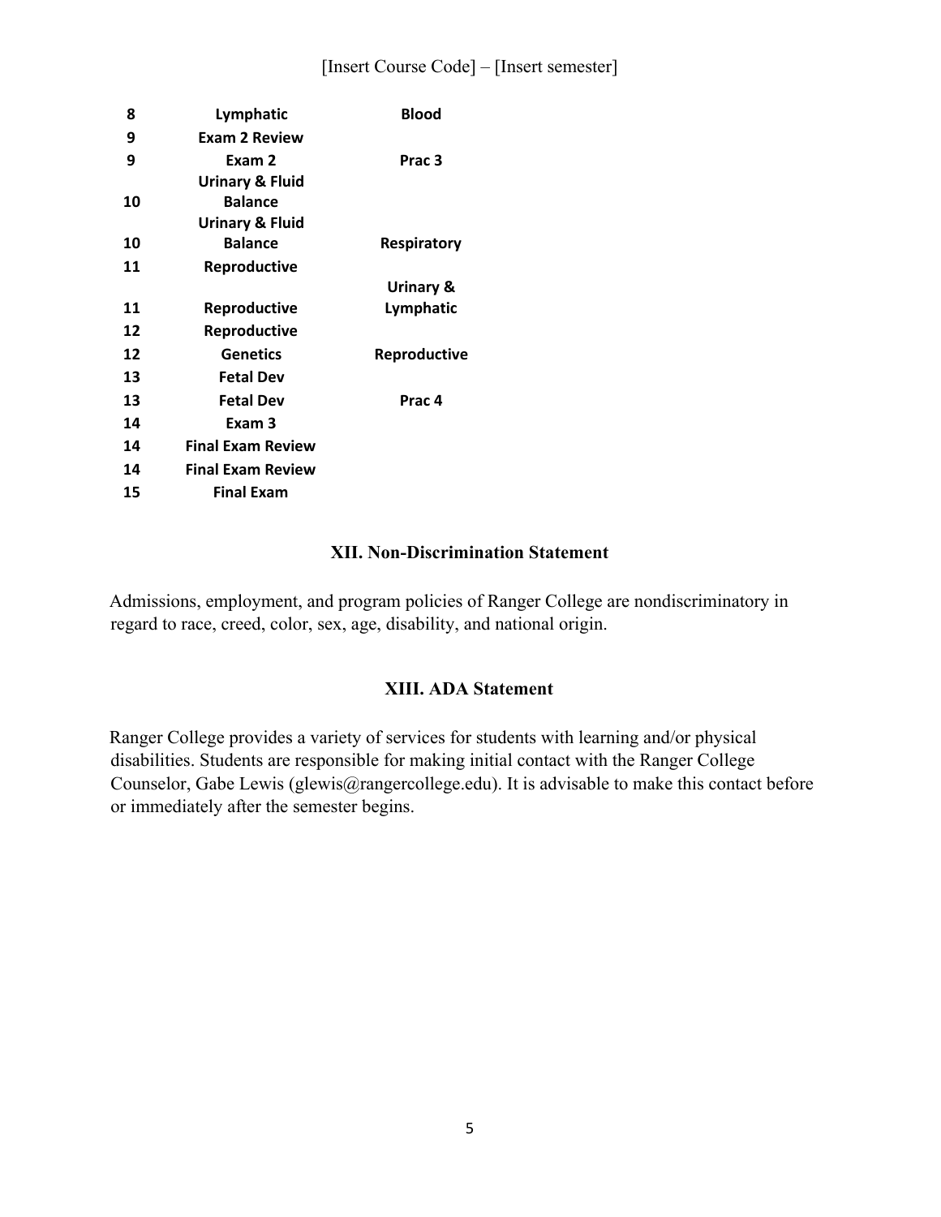| | | |
|---|---|---|
| **8** | **Lymphatic** | **Blood** |
| **9** | **Exam 2 Review** | |
| **9** | **Exam 2** | **Prac 3** |
| **10** | **Urinary & Fluid Balance** | |
| **10** | **Urinary & Fluid Balance** | **Respiratory** |
| **11** | **Reproductive** | |
| **11** | **Reproductive** | **Urinary & Lymphatic** |
| **12** | **Reproductive** | |
| **12** | **Genetics** | **Reproductive** |
| **13** | **Fetal Dev** | |
| **13** | **Fetal Dev** | **Prac 4** |
| **14** | **Exam 3** | |
| **14** | **Final Exam Review** | |
| **14** | **Final Exam Review** | |
| **15** | **Final Exam** | |

## XII. Non-Discrimination Statement

Admissions, employment, and program policies of Ranger College are nondiscriminatory in regard to race, creed, color, sex, age, disability, and national origin.

## XIII. ADA Statement

Ranger College provides a variety of services for students with learning and/or physical disabilities. Students are responsible for making initial contact with the Ranger College Counselor, Gabe Lewis (glewis@rangercollege.edu). It is advisable to make this contact before or immediately after the semester begins.